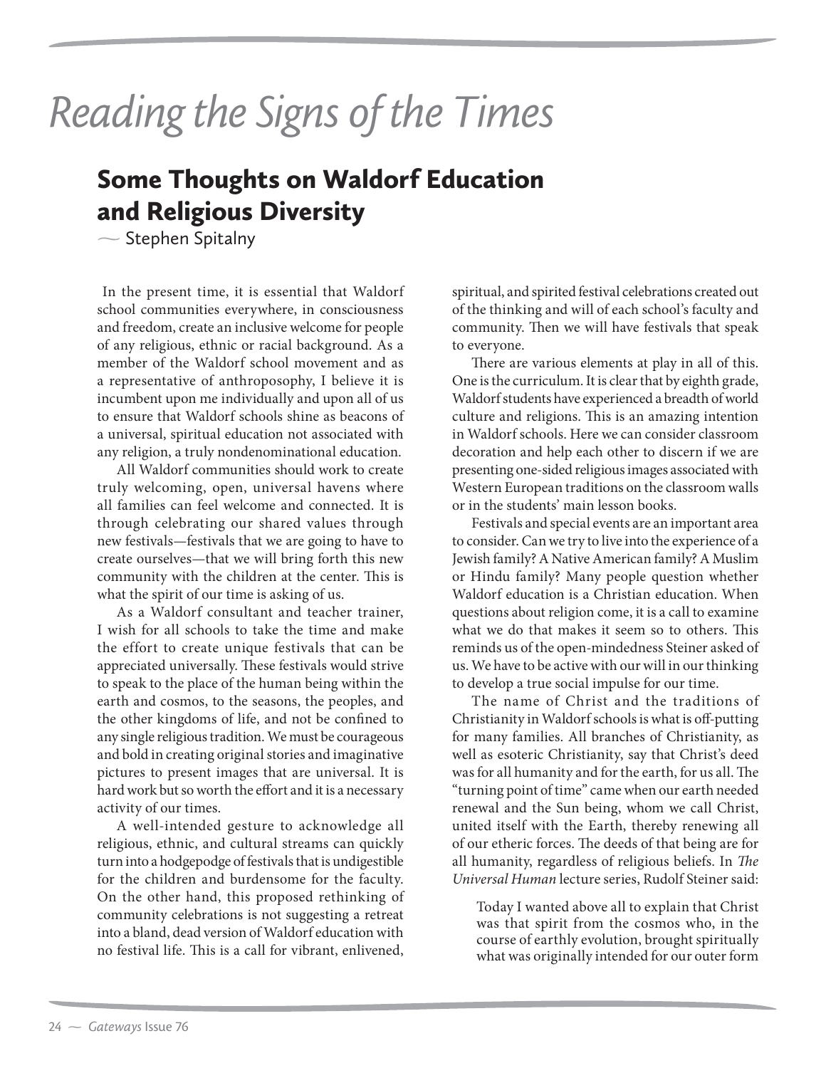# Reading the Signs of the Times

## Some Thoughts on Waldorf Education and Religious Diversity

— Stephen Spitalny

In the present time, it is essential that Waldorf school communities everywhere, in consciousness and freedom, create an inclusive welcome for people of any religious, ethnic or racial background. As a member of the Waldorf school movement and as a representative of anthroposophy, I believe it is incumbent upon me individually and upon all of us to ensure that Waldorf schools shine as beacons of a universal, spiritual education not associated with any religion, a truly nondenominational education.

All Waldorf communities should work to create truly welcoming, open, universal havens where all families can feel welcome and connected. It is through celebrating our shared values through new festivals—festivals that we are going to have to create ourselves—that we will bring forth this new community with the children at the center. This is what the spirit of our time is asking of us.

As a Waldorf consultant and teacher trainer, I wish for all schools to take the time and make the effort to create unique festivals that can be appreciated universally. These festivals would strive to speak to the place of the human being within the earth and cosmos, to the seasons, the peoples, and the other kingdoms of life, and not be confined to any single religious tradition. We must be courageous and bold in creating original stories and imaginative pictures to present images that are universal. It is hard work but so worth the effort and it is a necessary activity of our times.

A well-intended gesture to acknowledge all religious, ethnic, and cultural streams can quickly turn into a hodgepodge of festivals that is undigestible for the children and burdensome for the faculty. On the other hand, this proposed rethinking of community celebrations is not suggesting a retreat into a bland, dead version of Waldorf education with no festival life. This is a call for vibrant, enlivened, spiritual, and spirited festival celebrations created out of the thinking and will of each school's faculty and community. Then we will have festivals that speak to everyone.

There are various elements at play in all of this. One is the curriculum. It is clear that by eighth grade, Waldorf students have experienced a breadth of world culture and religions. This is an amazing intention in Waldorf schools. Here we can consider classroom decoration and help each other to discern if we are presenting one-sided religious images associated with Western European traditions on the classroom walls or in the students' main lesson books.

Festivals and special events are an important area to consider. Can we try to live into the experience of a Jewish family? A Native American family? A Muslim or Hindu family? Many people question whether Waldorf education is a Christian education. When questions about religion come, it is a call to examine what we do that makes it seem so to others. This reminds us of the open-mindedness Steiner asked of us. We have to be active with our will in our thinking to develop a true social impulse for our time.

The name of Christ and the traditions of Christianity in Waldorf schools is what is off-putting for many families. All branches of Christianity, as well as esoteric Christianity, say that Christ's deed was for all humanity and for the earth, for us all. The "turning point of time" came when our earth needed renewal and the Sun being, whom we call Christ, united itself with the Earth, thereby renewing all of our etheric forces. The deeds of that being are for all humanity, regardless of religious beliefs. In *The Universal Human* lecture series, Rudolf Steiner said:

> Today I wanted above all to explain that Christ was that spirit from the cosmos who, in the course of earthly evolution, brought spiritually what was originally intended for our outer form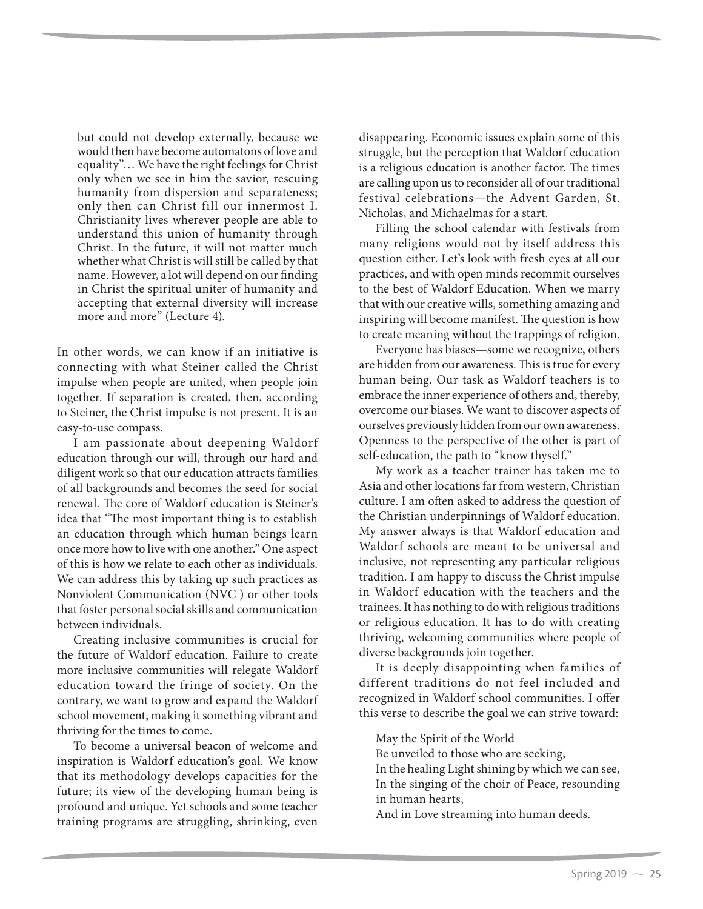> but could not develop externally, because we would then have become automatons of love and equality"… We have the right feelings for Christ only when we see in him the savior, rescuing humanity from dispersion and separateness; only then can Christ fill our innermost I. Christianity lives wherever people are able to understand this union of humanity through Christ. In the future, it will not matter much whether what Christ is will still be called by that name. However, a lot will depend on our finding in Christ the spiritual uniter of humanity and accepting that external diversity will increase more and more" (Lecture 4).

In other words, we can know if an initiative is connecting with what Steiner called the Christ impulse when people are united, when people join together. If separation is created, then, according to Steiner, the Christ impulse is not present. It is an easy-to-use compass.

I am passionate about deepening Waldorf education through our will, through our hard and diligent work so that our education attracts families of all backgrounds and becomes the seed for social renewal. The core of Waldorf education is Steiner's idea that "The most important thing is to establish an education through which human beings learn once more how to live with one another." One aspect of this is how we relate to each other as individuals. We can address this by taking up such practices as Nonviolent Communication (NVC ) or other tools that foster personal social skills and communication between individuals.

Creating inclusive communities is crucial for the future of Waldorf education. Failure to create more inclusive communities will relegate Waldorf education toward the fringe of society. On the contrary, we want to grow and expand the Waldorf school movement, making it something vibrant and thriving for the times to come.

To become a universal beacon of welcome and inspiration is Waldorf education's goal. We know that its methodology develops capacities for the future; its view of the developing human being is profound and unique. Yet schools and some teacher training programs are struggling, shrinking, even disappearing. Economic issues explain some of this struggle, but the perception that Waldorf education is a religious education is another factor. The times are calling upon us to reconsider all of our traditional festival celebrations—the Advent Garden, St. Nicholas, and Michaelmas for a start.

Filling the school calendar with festivals from many religions would not by itself address this question either. Let's look with fresh eyes at all our practices, and with open minds recommit ourselves to the best of Waldorf Education. When we marry that with our creative wills, something amazing and inspiring will become manifest. The question is how to create meaning without the trappings of religion.

Everyone has biases—some we recognize, others are hidden from our awareness. This is true for every human being. Our task as Waldorf teachers is to embrace the inner experience of others and, thereby, overcome our biases. We want to discover aspects of ourselves previously hidden from our own awareness. Openness to the perspective of the other is part of self-education, the path to "know thyself."

My work as a teacher trainer has taken me to Asia and other locations far from western, Christian culture. I am often asked to address the question of the Christian underpinnings of Waldorf education. My answer always is that Waldorf education and Waldorf schools are meant to be universal and inclusive, not representing any particular religious tradition. I am happy to discuss the Christ impulse in Waldorf education with the teachers and the trainees. It has nothing to do with religious traditions or religious education. It has to do with creating thriving, welcoming communities where people of diverse backgrounds join together.

It is deeply disappointing when families of different traditions do not feel included and recognized in Waldorf school communities. I offer this verse to describe the goal we can strive toward:

> May the Spirit of the World
> Be unveiled to those who are seeking,
> In the healing Light shining by which we can see,
> In the singing of the choir of Peace, resounding in human hearts,
> And in Love streaming into human deeds.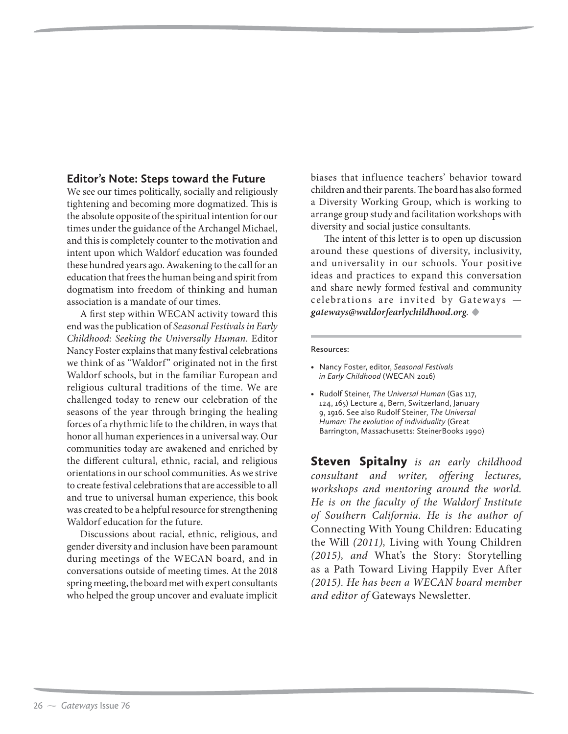## Editor's Note: Steps toward the Future

We see our times politically, socially and religiously tightening and becoming more dogmatized. This is the absolute opposite of the spiritual intention for our times under the guidance of the Archangel Michael, and this is completely counter to the motivation and intent upon which Waldorf education was founded these hundred years ago. Awakening to the call for an education that frees the human being and spirit from dogmatism into freedom of thinking and human association is a mandate of our times.

A first step within WECAN activity toward this end was the publication of *Seasonal Festivals in Early Childhood: Seeking the Universally Human*. Editor Nancy Foster explains that many festival celebrations we think of as "Waldorf" originated not in the first Waldorf schools, but in the familiar European and religious cultural traditions of the time. We are challenged today to renew our celebration of the seasons of the year through bringing the healing forces of a rhythmic life to the children, in ways that honor all human experiences in a universal way. Our communities today are awakened and enriched by the different cultural, ethnic, racial, and religious orientations in our school communities. As we strive to create festival celebrations that are accessible to all and true to universal human experience, this book was created to be a helpful resource for strengthening Waldorf education for the future.

Discussions about racial, ethnic, religious, and gender diversity and inclusion have been paramount during meetings of the WECAN board, and in conversations outside of meeting times. At the 2018 spring meeting, the board met with expert consultants who helped the group uncover and evaluate implicit biases that influence teachers' behavior toward children and their parents. The board has also formed a Diversity Working Group, which is working to arrange group study and facilitation workshops with diversity and social justice consultants.

The intent of this letter is to open up discussion around these questions of diversity, inclusivity, and universality in our schools. Your positive ideas and practices to expand this conversation and share newly formed festival and community celebrations are invited by Gateways — ***gateways@waldorfearlychildhood.org.*** ◆

Resources:

- Nancy Foster, editor, *Seasonal Festivals in Early Childhood* (WECAN 2016)
- Rudolf Steiner, *The Universal Human* (Gas 117, 124, 165) Lecture 4, Bern, Switzerland, January 9, 1916. See also Rudolf Steiner, *The Universal Human: The evolution of individuality* (Great Barrington, Massachusetts: SteinerBooks 1990)

**Steven Spitalny** *is an early childhood consultant and writer, offering lectures, workshops and mentoring around the world. He is on the faculty of the Waldorf Institute of Southern California. He is the author of* Connecting With Young Children: Educating the Will *(2011),* Living with Young Children *(2015), and* What's the Story: Storytelling as a Path Toward Living Happily Ever After *(2015). He has been a WECAN board member and editor of* Gateways Newsletter.